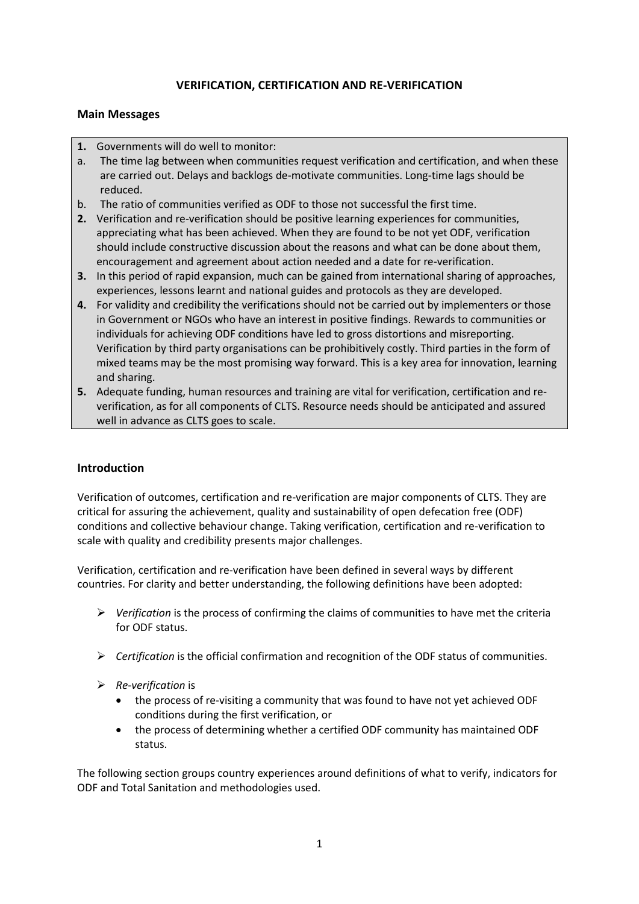# VERIFICATION, CERTIFICATION AND RE-VERIFICATION

## Main Messages

1. Governments will do well to monitor:
   a. The time lag between when communities request verification and certification, and when these are carried out. Delays and backlogs de-motivate communities. Long-time lags should be reduced.
   b. The ratio of communities verified as ODF to those not successful the first time.
2. Verification and re-verification should be positive learning experiences for communities, appreciating what has been achieved. When they are found to be not yet ODF, verification should include constructive discussion about the reasons and what can be done about them, encouragement and agreement about action needed and a date for re-verification.
3. In this period of rapid expansion, much can be gained from international sharing of approaches, experiences, lessons learnt and national guides and protocols as they are developed.
4. For validity and credibility the verifications should not be carried out by implementers or those in Government or NGOs who have an interest in positive findings. Rewards to communities or individuals for achieving ODF conditions have led to gross distortions and misreporting. Verification by third party organisations can be prohibitively costly. Third parties in the form of mixed teams may be the most promising way forward. This is a key area for innovation, learning and sharing.
5. Adequate funding, human resources and training are vital for verification, certification and re-verification, as for all components of CLTS. Resource needs should be anticipated and assured well in advance as CLTS goes to scale.

## Introduction

Verification of outcomes, certification and re-verification are major components of CLTS. They are critical for assuring the achievement, quality and sustainability of open defecation free (ODF) conditions and collective behaviour change. Taking verification, certification and re-verification to scale with quality and credibility presents major challenges.

Verification, certification and re-verification have been defined in several ways by different countries. For clarity and better understanding, the following definitions have been adopted:

- *Verification* is the process of confirming the claims of communities to have met the criteria for ODF status.
- *Certification* is the official confirmation and recognition of the ODF status of communities.
- *Re-verification* is
  - the process of re-visiting a community that was found to have not yet achieved ODF conditions during the first verification, or
  - the process of determining whether a certified ODF community has maintained ODF status.

The following section groups country experiences around definitions of what to verify, indicators for ODF and Total Sanitation and methodologies used.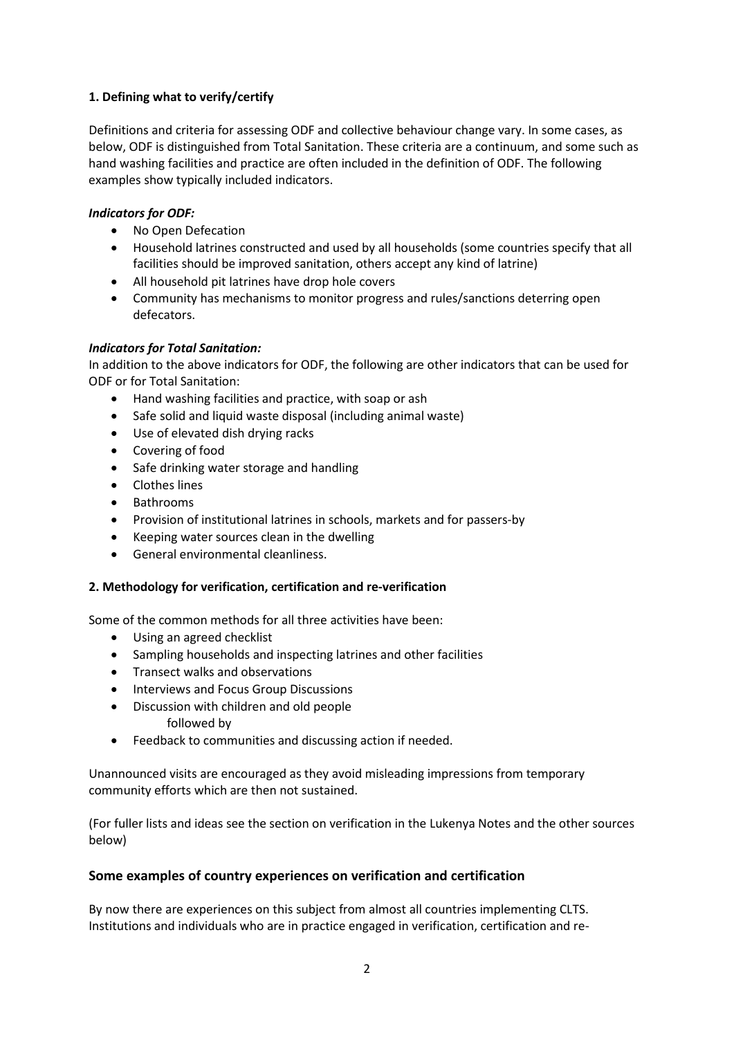**1. Defining what to verify/certify**

Definitions and criteria for assessing ODF and collective behaviour change vary. In some cases, as below, ODF is distinguished from Total Sanitation. These criteria are a continuum, and some such as hand washing facilities and practice are often included in the definition of ODF. The following examples show typically included indicators.

***Indicators for ODF:***

- No Open Defecation
- Household latrines constructed and used by all households (some countries specify that all facilities should be improved sanitation, others accept any kind of latrine)
- All household pit latrines have drop hole covers
- Community has mechanisms to monitor progress and rules/sanctions deterring open defecators.

***Indicators for Total Sanitation:***

In addition to the above indicators for ODF, the following are other indicators that can be used for ODF or for Total Sanitation:

- Hand washing facilities and practice, with soap or ash
- Safe solid and liquid waste disposal (including animal waste)
- Use of elevated dish drying racks
- Covering of food
- Safe drinking water storage and handling
- Clothes lines
- Bathrooms
- Provision of institutional latrines in schools, markets and for passers-by
- Keeping water sources clean in the dwelling
- General environmental cleanliness.

**2. Methodology for verification, certification and re-verification**

Some of the common methods for all three activities have been:

- Using an agreed checklist
- Sampling households and inspecting latrines and other facilities
- Transect walks and observations
- Interviews and Focus Group Discussions
- Discussion with children and old people

  followed by
- Feedback to communities and discussing action if needed.

Unannounced visits are encouraged as they avoid misleading impressions from temporary community efforts which are then not sustained.

(For fuller lists and ideas see the section on verification in the Lukenya Notes and the other sources below)

## Some examples of country experiences on verification and certification

By now there are experiences on this subject from almost all countries implementing CLTS. Institutions and individuals who are in practice engaged in verification, certification and re-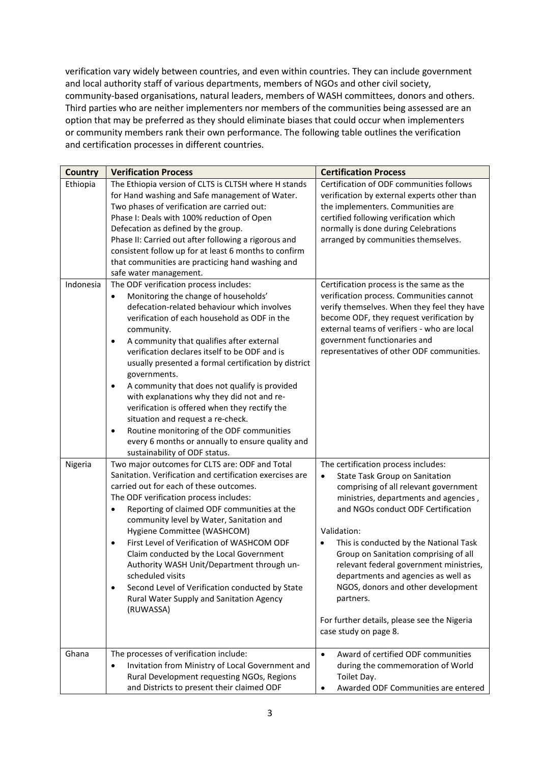verification vary widely between countries, and even within countries. They can include government and local authority staff of various departments, members of NGOs and other civil society, community-based organisations, natural leaders, members of WASH committees, donors and others. Third parties who are neither implementers nor members of the communities being assessed are an option that may be preferred as they should eliminate biases that could occur when implementers or community members rank their own performance. The following table outlines the verification and certification processes in different countries.

| Country | Verification Process | Certification Process |
|---|---|---|
| Ethiopia | The Ethiopia version of CLTS is CLTSH where H stands for Hand washing and Safe management of Water. Two phases of verification are carried out:<br>Phase I: Deals with 100% reduction of Open Defecation as defined by the group.<br>Phase II: Carried out after following a rigorous and consistent follow up for at least 6 months to confirm that communities are practicing hand washing and safe water management. | Certification of ODF communities follows verification by external experts other than the implementers. Communities are certified following verification which normally is done during Celebrations arranged by communities themselves. |
| Indonesia | The ODF verification process includes:<br>• Monitoring the change of households' defecation-related behaviour which involves verification of each household as ODF in the community.<br>• A community that qualifies after external verification declares itself to be ODF and is usually presented a formal certification by district governments.<br>• A community that does not qualify is provided with explanations why they did not and re-verification is offered when they rectify the situation and request a re-check.<br>• Routine monitoring of the ODF communities every 6 months or annually to ensure quality and sustainability of ODF status. | Certification process is the same as the verification process. Communities cannot verify themselves. When they feel they have become ODF, they request verification by external teams of verifiers - who are local government functionaries and representatives of other ODF communities. |
| Nigeria | Two major outcomes for CLTS are: ODF and Total Sanitation. Verification and certification exercises are carried out for each of these outcomes.<br>The ODF verification process includes:<br>• Reporting of claimed ODF communities at the community level by Water, Sanitation and Hygiene Committee (WASHCOM)<br>• First Level of Verification of WASHCOM ODF Claim conducted by the Local Government Authority WASH Unit/Department through un-scheduled visits<br>• Second Level of Verification conducted by State Rural Water Supply and Sanitation Agency (RUWASSA) | The certification process includes:<br>• State Task Group on Sanitation comprising of all relevant government ministries, departments and agencies , and NGOs conduct ODF Certification<br><br>Validation:<br>• This is conducted by the National Task Group on Sanitation comprising of all relevant federal government ministries, departments and agencies as well as NGOS, donors and other development partners.<br><br>For further details, please see the Nigeria case study on page 8. |
| Ghana | The processes of verification include:<br>• Invitation from Ministry of Local Government and Rural Development requesting NGOs, Regions and Districts to present their claimed ODF | • Award of certified ODF communities during the commemoration of World Toilet Day.<br>• Awarded ODF Communities are entered |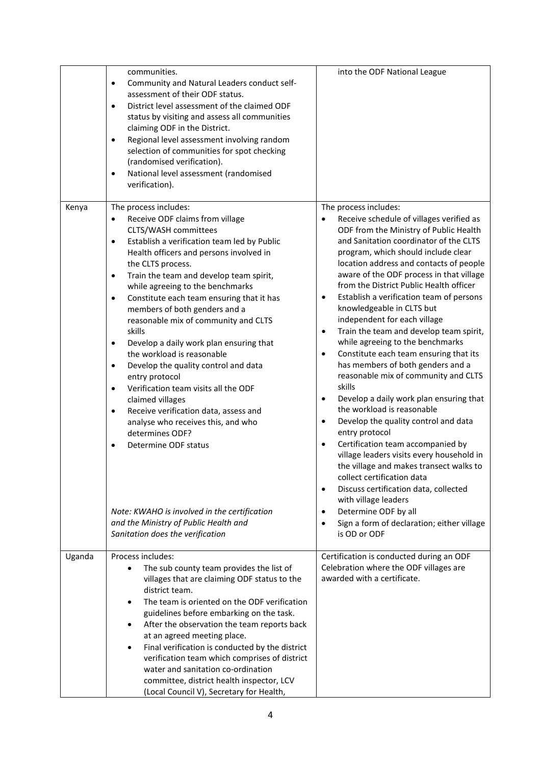| | | |
|---|---|---|
| | communities.<br>• Community and Natural Leaders conduct self-assessment of their ODF status.<br>• District level assessment of the claimed ODF status by visiting and assess all communities claiming ODF in the District.<br>• Regional level assessment involving random selection of communities for spot checking (randomised verification).<br>• National level assessment (randomised verification). | into the ODF National League |
| Kenya | The process includes:<br>• Receive ODF claims from village CLTS/WASH committees<br>• Establish a verification team led by Public Health officers and persons involved in the CLTS process.<br>• Train the team and develop team spirit, while agreeing to the benchmarks<br>• Constitute each team ensuring that it has members of both genders and a reasonable mix of community and CLTS skills<br>• Develop a daily work plan ensuring that the workload is reasonable<br>• Develop the quality control and data entry protocol<br>• Verification team visits all the ODF claimed villages<br>• Receive verification data, assess and analyse who receives this, and who determines ODF?<br>• Determine ODF status<br><br>*Note: KWAHO is involved in the certification and the Ministry of Public Health and Sanitation does the verification* | The process includes:<br>• Receive schedule of villages verified as ODF from the Ministry of Public Health and Sanitation coordinator of the CLTS program, which should include clear location address and contacts of people aware of the ODF process in that village from the District Public Health officer<br>• Establish a verification team of persons knowledgeable in CLTS but independent for each village<br>• Train the team and develop team spirit, while agreeing to the benchmarks<br>• Constitute each team ensuring that its has members of both genders and a reasonable mix of community and CLTS skills<br>• Develop a daily work plan ensuring that the workload is reasonable<br>• Develop the quality control and data entry protocol<br>• Certification team accompanied by village leaders visits every household in the village and makes transect walks to collect certification data<br>• Discuss certification data, collected with village leaders<br>• Determine ODF by all<br>• Sign a form of declaration; either village is OD or ODF |
| Uganda | Process includes:<br>• The sub county team provides the list of villages that are claiming ODF status to the district team.<br>• The team is oriented on the ODF verification guidelines before embarking on the task.<br>• After the observation the team reports back at an agreed meeting place.<br>• Final verification is conducted by the district verification team which comprises of district water and sanitation co-ordination committee, district health inspector, LCV (Local Council V), Secretary for Health, | Certification is conducted during an ODF Celebration where the ODF villages are awarded with a certificate. |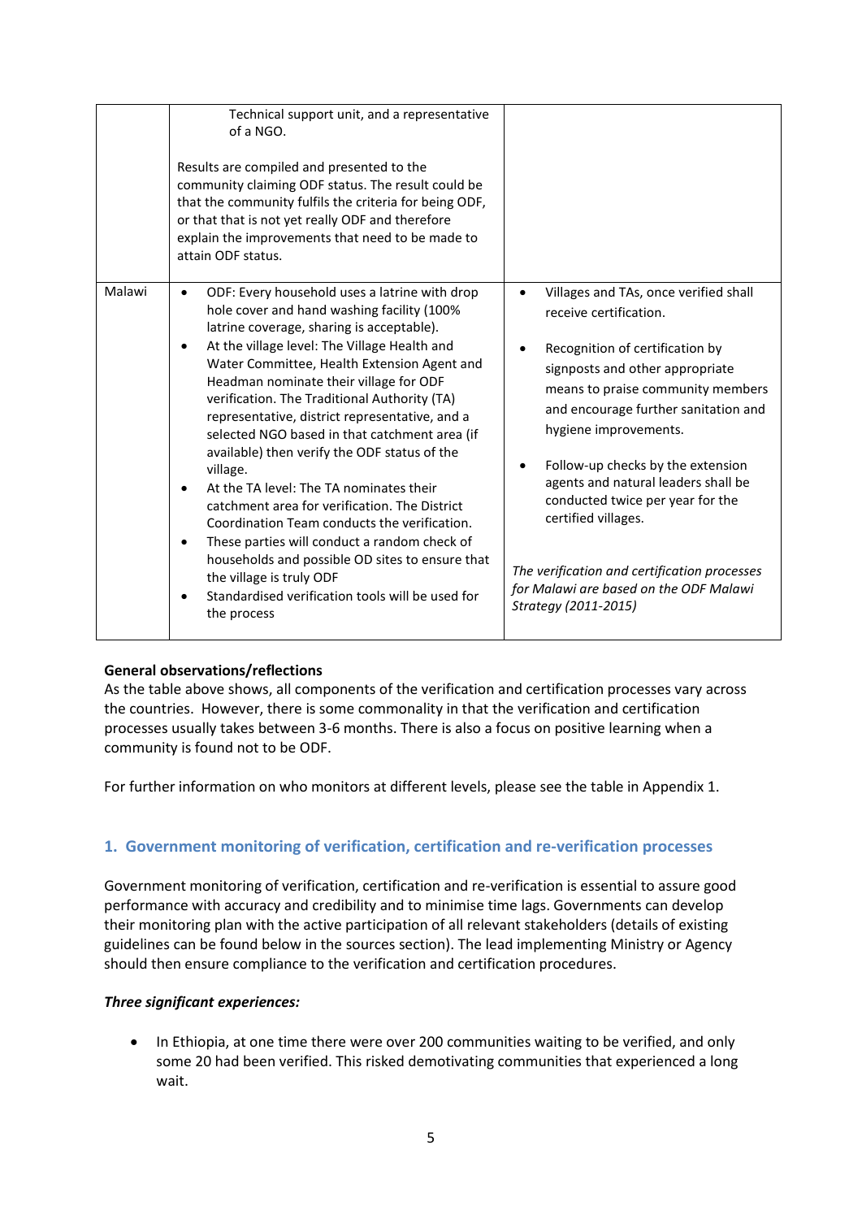| | | |
|---|---|---|
| | Technical support unit, and a representative of a NGO.<br><br>Results are compiled and presented to the community claiming ODF status. The result could be that the community fulfils the criteria for being ODF, or that that is not yet really ODF and therefore explain the improvements that need to be made to attain ODF status. | |
| Malawi | • ODF: Every household uses a latrine with drop hole cover and hand washing facility (100% latrine coverage, sharing is acceptable).<br>• At the village level: The Village Health and Water Committee, Health Extension Agent and Headman nominate their village for ODF verification. The Traditional Authority (TA) representative, district representative, and a selected NGO based in that catchment area (if available) then verify the ODF status of the village.<br>• At the TA level: The TA nominates their catchment area for verification. The District Coordination Team conducts the verification.<br>• These parties will conduct a random check of households and possible OD sites to ensure that the village is truly ODF<br>• Standardised verification tools will be used for the process | • Villages and TAs, once verified shall receive certification.<br><br>• Recognition of certification by signposts and other appropriate means to praise community members and encourage further sanitation and hygiene improvements.<br><br>• Follow-up checks by the extension agents and natural leaders shall be conducted twice per year for the certified villages.<br><br>*The verification and certification processes for Malawi are based on the ODF Malawi Strategy (2011-2015)* |

**General observations/reflections**

As the table above shows, all components of the verification and certification processes vary across the countries. However, there is some commonality in that the verification and certification processes usually takes between 3-6 months. There is also a focus on positive learning when a community is found not to be ODF.

For further information on who monitors at different levels, please see the table in Appendix 1.

## 1. Government monitoring of verification, certification and re-verification processes

Government monitoring of verification, certification and re-verification is essential to assure good performance with accuracy and credibility and to minimise time lags. Governments can develop their monitoring plan with the active participation of all relevant stakeholders (details of existing guidelines can be found below in the sources section). The lead implementing Ministry or Agency should then ensure compliance to the verification and certification procedures.

***Three significant experiences:***

- In Ethiopia, at one time there were over 200 communities waiting to be verified, and only some 20 had been verified. This risked demotivating communities that experienced a long wait.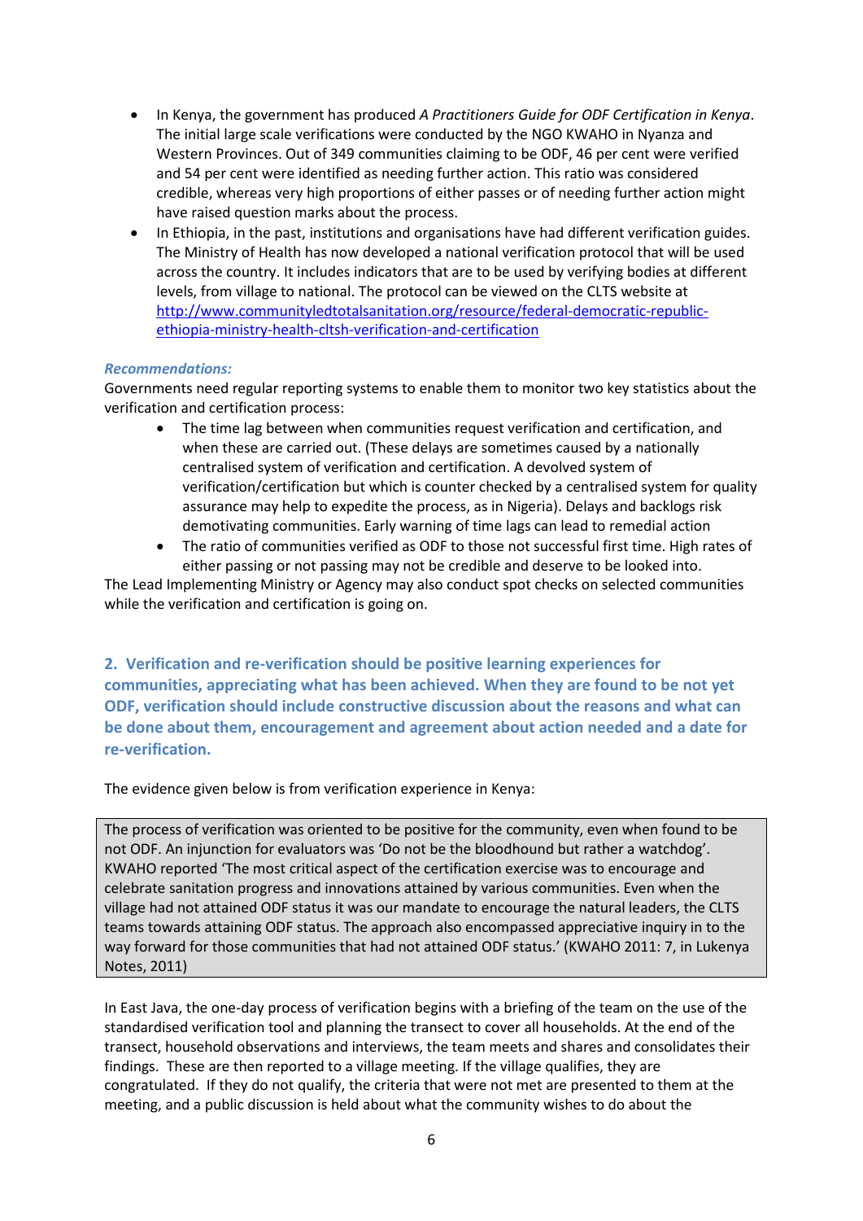- In Kenya, the government has produced *A Practitioners Guide for ODF Certification in Kenya*. The initial large scale verifications were conducted by the NGO KWAHO in Nyanza and Western Provinces. Out of 349 communities claiming to be ODF, 46 per cent were verified and 54 per cent were identified as needing further action. This ratio was considered credible, whereas very high proportions of either passes or of needing further action might have raised question marks about the process.
- In Ethiopia, in the past, institutions and organisations have had different verification guides. The Ministry of Health has now developed a national verification protocol that will be used across the country. It includes indicators that are to be used by verifying bodies at different levels, from village to national. The protocol can be viewed on the CLTS website at [http://www.communityledtotalsanitation.org/resource/federal-democratic-republic-ethiopia-ministry-health-cltsh-verification-and-certification](http://www.communityledtotalsanitation.org/resource/federal-democratic-republic-ethiopia-ministry-health-cltsh-verification-and-certification)

***Recommendations:***

Governments need regular reporting systems to enable them to monitor two key statistics about the verification and certification process:

- The time lag between when communities request verification and certification, and when these are carried out. (These delays are sometimes caused by a nationally centralised system of verification and certification. A devolved system of verification/certification but which is counter checked by a centralised system for quality assurance may help to expedite the process, as in Nigeria). Delays and backlogs risk demotivating communities. Early warning of time lags can lead to remedial action
- The ratio of communities verified as ODF to those not successful first time. High rates of either passing or not passing may not be credible and deserve to be looked into.

The Lead Implementing Ministry or Agency may also conduct spot checks on selected communities while the verification and certification is going on.

## 2. Verification and re-verification should be positive learning experiences for communities, appreciating what has been achieved. When they are found to be not yet ODF, verification should include constructive discussion about the reasons and what can be done about them, encouragement and agreement about action needed and a date for re-verification.

The evidence given below is from verification experience in Kenya:

> The process of verification was oriented to be positive for the community, even when found to be not ODF. An injunction for evaluators was 'Do not be the bloodhound but rather a watchdog'. KWAHO reported 'The most critical aspect of the certification exercise was to encourage and celebrate sanitation progress and innovations attained by various communities. Even when the village had not attained ODF status it was our mandate to encourage the natural leaders, the CLTS teams towards attaining ODF status. The approach also encompassed appreciative inquiry in to the way forward for those communities that had not attained ODF status.' (KWAHO 2011: 7, in Lukenya Notes, 2011)

In East Java, the one-day process of verification begins with a briefing of the team on the use of the standardised verification tool and planning the transect to cover all households. At the end of the transect, household observations and interviews, the team meets and shares and consolidates their findings. These are then reported to a village meeting. If the village qualifies, they are congratulated. If they do not qualify, the criteria that were not met are presented to them at the meeting, and a public discussion is held about what the community wishes to do about the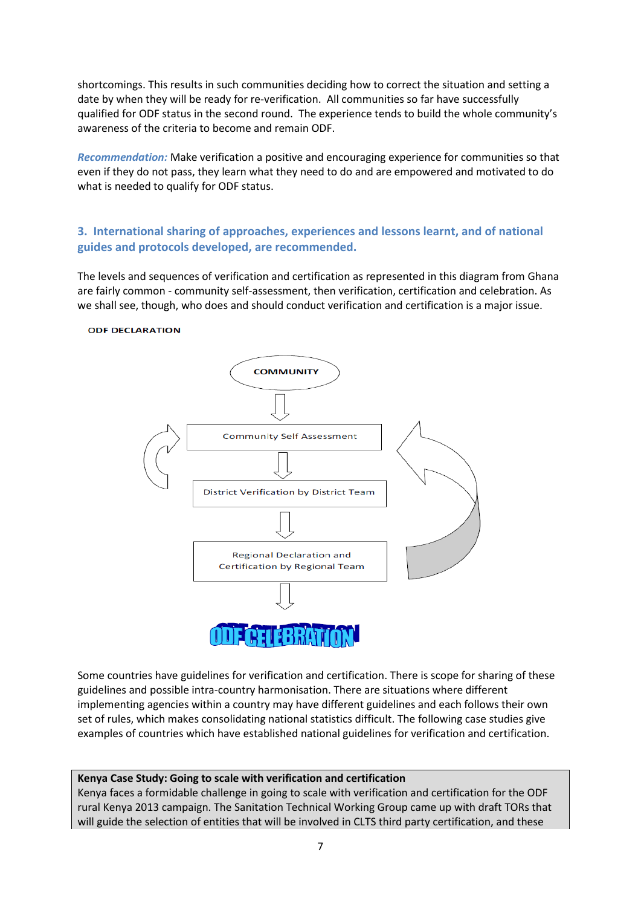shortcomings. This results in such communities deciding how to correct the situation and setting a date by when they will be ready for re-verification. All communities so far have successfully qualified for ODF status in the second round. The experience tends to build the whole community's awareness of the criteria to become and remain ODF.

***Recommendation:*** Make verification a positive and encouraging experience for communities so that even if they do not pass, they learn what they need to do and are empowered and motivated to do what is needed to qualify for ODF status.

### 3. International sharing of approaches, experiences and lessons learnt, and of national guides and protocols developed, are recommended.

The levels and sequences of verification and certification as represented in this diagram from Ghana are fairly common - community self-assessment, then verification, certification and celebration. As we shall see, though, who does and should conduct verification and certification is a major issue.

ODF DECLARATION

COMMUNITY

Community Self Assessment

District Verification by District Team

Regional Declaration and Certification by Regional Team

ODF CELEBRATION

Some countries have guidelines for verification and certification. There is scope for sharing of these guidelines and possible intra-country harmonisation. There are situations where different implementing agencies within a country may have different guidelines and each follows their own set of rules, which makes consolidating national statistics difficult. The following case studies give examples of countries which have established national guidelines for verification and certification.

**Kenya Case Study: Going to scale with verification and certification**
Kenya faces a formidable challenge in going to scale with verification and certification for the ODF rural Kenya 2013 campaign. The Sanitation Technical Working Group came up with draft TORs that will guide the selection of entities that will be involved in CLTS third party certification, and these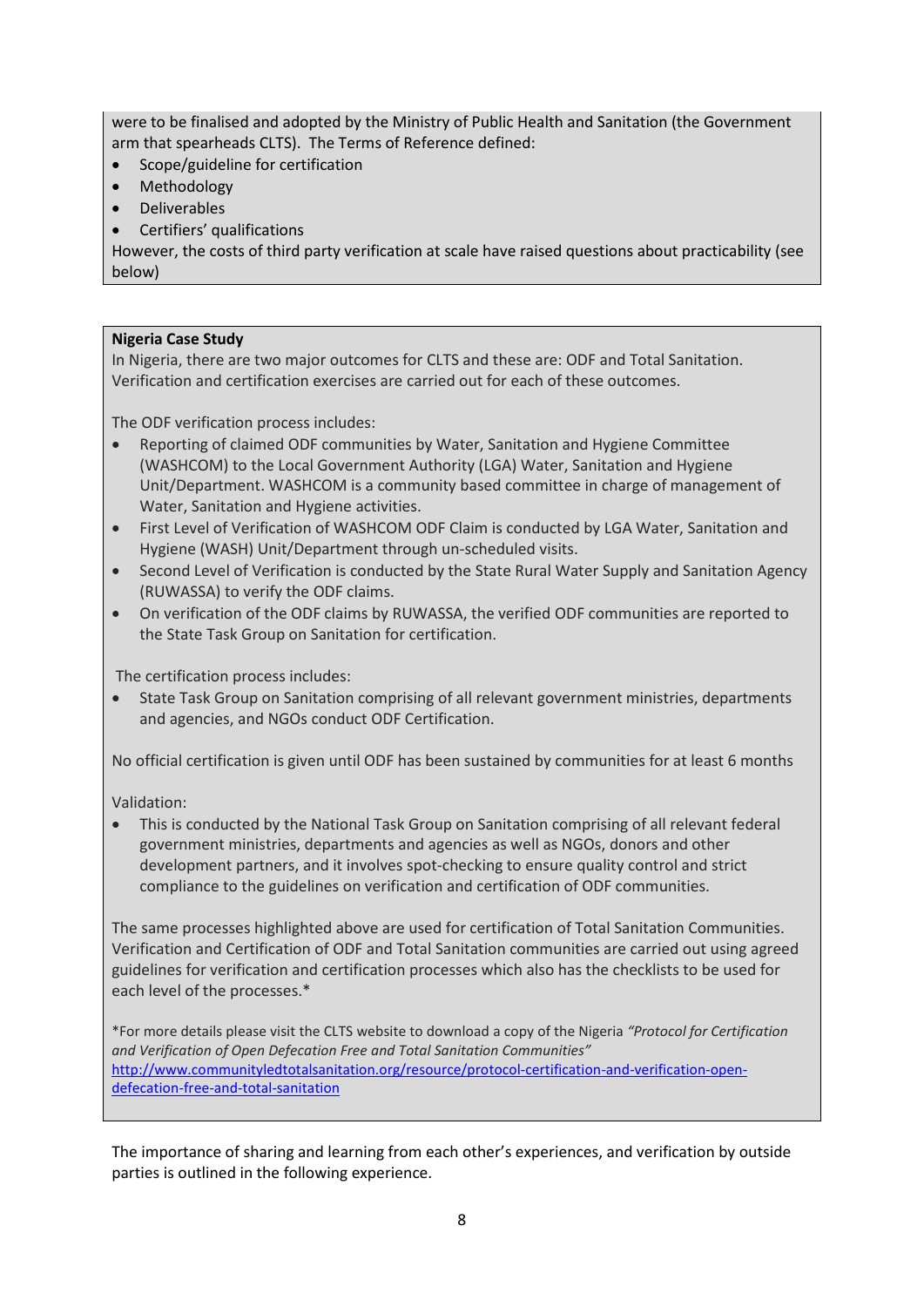were to be finalised and adopted by the Ministry of Public Health and Sanitation (the Government arm that spearheads CLTS). The Terms of Reference defined:

- Scope/guideline for certification
- Methodology
- Deliverables
- Certifiers' qualifications

However, the costs of third party verification at scale have raised questions about practicability (see below)

**Nigeria Case Study**

In Nigeria, there are two major outcomes for CLTS and these are: ODF and Total Sanitation. Verification and certification exercises are carried out for each of these outcomes.

The ODF verification process includes:

- Reporting of claimed ODF communities by Water, Sanitation and Hygiene Committee (WASHCOM) to the Local Government Authority (LGA) Water, Sanitation and Hygiene Unit/Department. WASHCOM is a community based committee in charge of management of Water, Sanitation and Hygiene activities.
- First Level of Verification of WASHCOM ODF Claim is conducted by LGA Water, Sanitation and Hygiene (WASH) Unit/Department through un-scheduled visits.
- Second Level of Verification is conducted by the State Rural Water Supply and Sanitation Agency (RUWASSA) to verify the ODF claims.
- On verification of the ODF claims by RUWASSA, the verified ODF communities are reported to the State Task Group on Sanitation for certification.

The certification process includes:

- State Task Group on Sanitation comprising of all relevant government ministries, departments and agencies, and NGOs conduct ODF Certification.

No official certification is given until ODF has been sustained by communities for at least 6 months

Validation:

- This is conducted by the National Task Group on Sanitation comprising of all relevant federal government ministries, departments and agencies as well as NGOs, donors and other development partners, and it involves spot-checking to ensure quality control and strict compliance to the guidelines on verification and certification of ODF communities.

The same processes highlighted above are used for certification of Total Sanitation Communities. Verification and Certification of ODF and Total Sanitation communities are carried out using agreed guidelines for verification and certification processes which also has the checklists to be used for each level of the processes.*

*For more details please visit the CLTS website to download a copy of the Nigeria *"Protocol for Certification and Verification of Open Defecation Free and Total Sanitation Communities"* http://www.communityledtotalsanitation.org/resource/protocol-certification-and-verification-open-defecation-free-and-total-sanitation

The importance of sharing and learning from each other's experiences, and verification by outside parties is outlined in the following experience.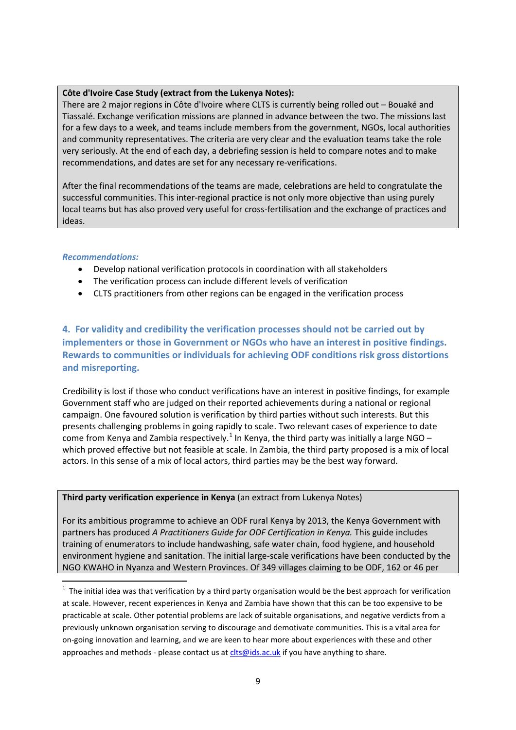**Côte d'Ivoire Case Study (extract from the Lukenya Notes):**
There are 2 major regions in Côte d'Ivoire where CLTS is currently being rolled out – Bouaké and Tiassalé. Exchange verification missions are planned in advance between the two. The missions last for a few days to a week, and teams include members from the government, NGOs, local authorities and community representatives. The criteria are very clear and the evaluation teams take the role very seriously. At the end of each day, a debriefing session is held to compare notes and to make recommendations, and dates are set for any necessary re-verifications.

After the final recommendations of the teams are made, celebrations are held to congratulate the successful communities. This inter-regional practice is not only more objective than using purely local teams but has also proved very useful for cross-fertilisation and the exchange of practices and ideas.

***Recommendations:***

- Develop national verification protocols in coordination with all stakeholders
- The verification process can include different levels of verification
- CLTS practitioners from other regions can be engaged in the verification process

### 4. For validity and credibility the verification processes should not be carried out by implementers or those in Government or NGOs who have an interest in positive findings. Rewards to communities or individuals for achieving ODF conditions risk gross distortions and misreporting.

Credibility is lost if those who conduct verifications have an interest in positive findings, for example Government staff who are judged on their reported achievements during a national or regional campaign. One favoured solution is verification by third parties without such interests. But this presents challenging problems in going rapidly to scale. Two relevant cases of experience to date come from Kenya and Zambia respectively.[1] In Kenya, the third party was initially a large NGO – which proved effective but not feasible at scale. In Zambia, the third party proposed is a mix of local actors. In this sense of a mix of local actors, third parties may be the best way forward.

**Third party verification experience in Kenya** (an extract from Lukenya Notes)

For its ambitious programme to achieve an ODF rural Kenya by 2013, the Kenya Government with partners has produced *A Practitioners Guide for ODF Certification in Kenya.* This guide includes training of enumerators to include handwashing, safe water chain, food hygiene, and household environment hygiene and sanitation. The initial large-scale verifications have been conducted by the NGO KWAHO in Nyanza and Western Provinces. Of 349 villages claiming to be ODF, 162 or 46 per

[1] The initial idea was that verification by a third party organisation would be the best approach for verification at scale. However, recent experiences in Kenya and Zambia have shown that this can be too expensive to be practicable at scale. Other potential problems are lack of suitable organisations, and negative verdicts from a previously unknown organisation serving to discourage and demotivate communities. This is a vital area for on-going innovation and learning, and we are keen to hear more about experiences with these and other approaches and methods - please contact us at clts@ids.ac.uk if you have anything to share.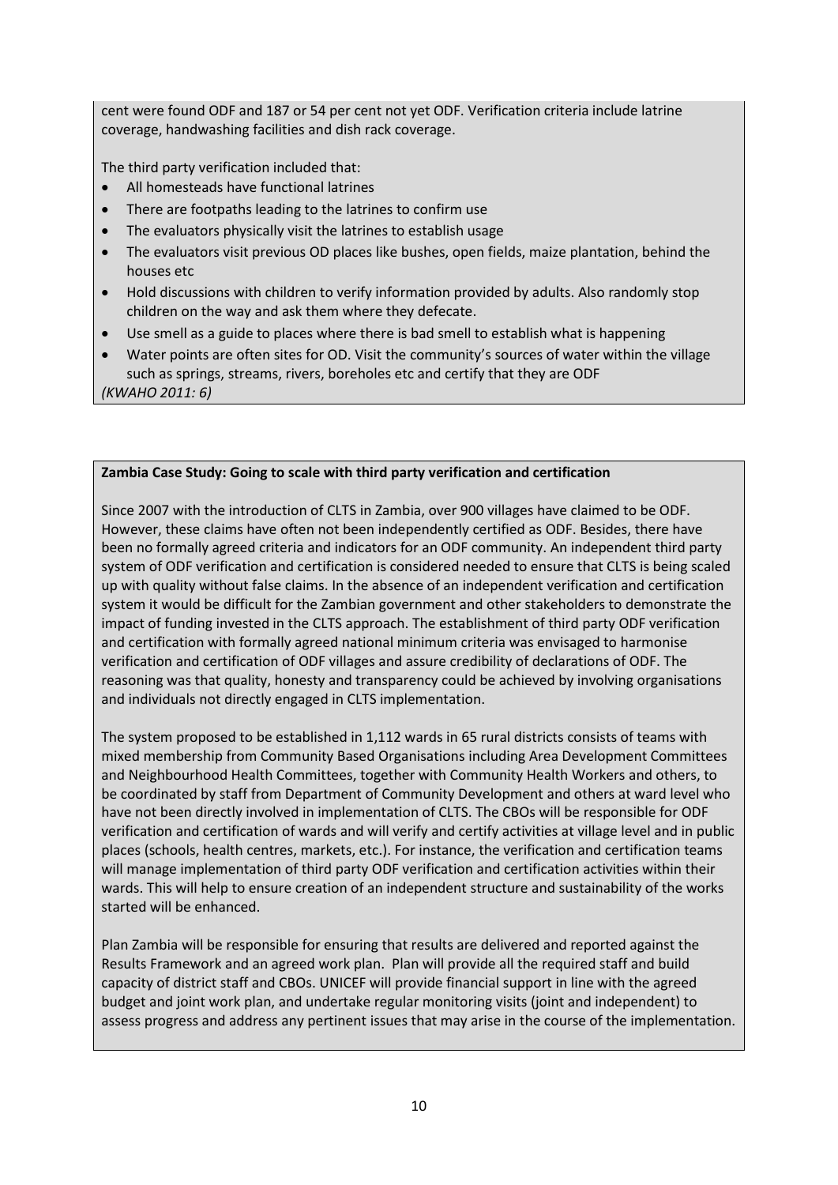cent were found ODF and 187 or 54 per cent not yet ODF. Verification criteria include latrine coverage, handwashing facilities and dish rack coverage.

The third party verification included that:

- All homesteads have functional latrines
- There are footpaths leading to the latrines to confirm use
- The evaluators physically visit the latrines to establish usage
- The evaluators visit previous OD places like bushes, open fields, maize plantation, behind the houses etc
- Hold discussions with children to verify information provided by adults. Also randomly stop children on the way and ask them where they defecate.
- Use smell as a guide to places where there is bad smell to establish what is happening
- Water points are often sites for OD. Visit the community's sources of water within the village such as springs, streams, rivers, boreholes etc and certify that they are ODF

*(KWAHO 2011: 6)*

**Zambia Case Study: Going to scale with third party verification and certification**

Since 2007 with the introduction of CLTS in Zambia, over 900 villages have claimed to be ODF. However, these claims have often not been independently certified as ODF. Besides, there have been no formally agreed criteria and indicators for an ODF community. An independent third party system of ODF verification and certification is considered needed to ensure that CLTS is being scaled up with quality without false claims. In the absence of an independent verification and certification system it would be difficult for the Zambian government and other stakeholders to demonstrate the impact of funding invested in the CLTS approach. The establishment of third party ODF verification and certification with formally agreed national minimum criteria was envisaged to harmonise verification and certification of ODF villages and assure credibility of declarations of ODF. The reasoning was that quality, honesty and transparency could be achieved by involving organisations and individuals not directly engaged in CLTS implementation.

The system proposed to be established in 1,112 wards in 65 rural districts consists of teams with mixed membership from Community Based Organisations including Area Development Committees and Neighbourhood Health Committees, together with Community Health Workers and others, to be coordinated by staff from Department of Community Development and others at ward level who have not been directly involved in implementation of CLTS. The CBOs will be responsible for ODF verification and certification of wards and will verify and certify activities at village level and in public places (schools, health centres, markets, etc.). For instance, the verification and certification teams will manage implementation of third party ODF verification and certification activities within their wards. This will help to ensure creation of an independent structure and sustainability of the works started will be enhanced.

Plan Zambia will be responsible for ensuring that results are delivered and reported against the Results Framework and an agreed work plan. Plan will provide all the required staff and build capacity of district staff and CBOs. UNICEF will provide financial support in line with the agreed budget and joint work plan, and undertake regular monitoring visits (joint and independent) to assess progress and address any pertinent issues that may arise in the course of the implementation.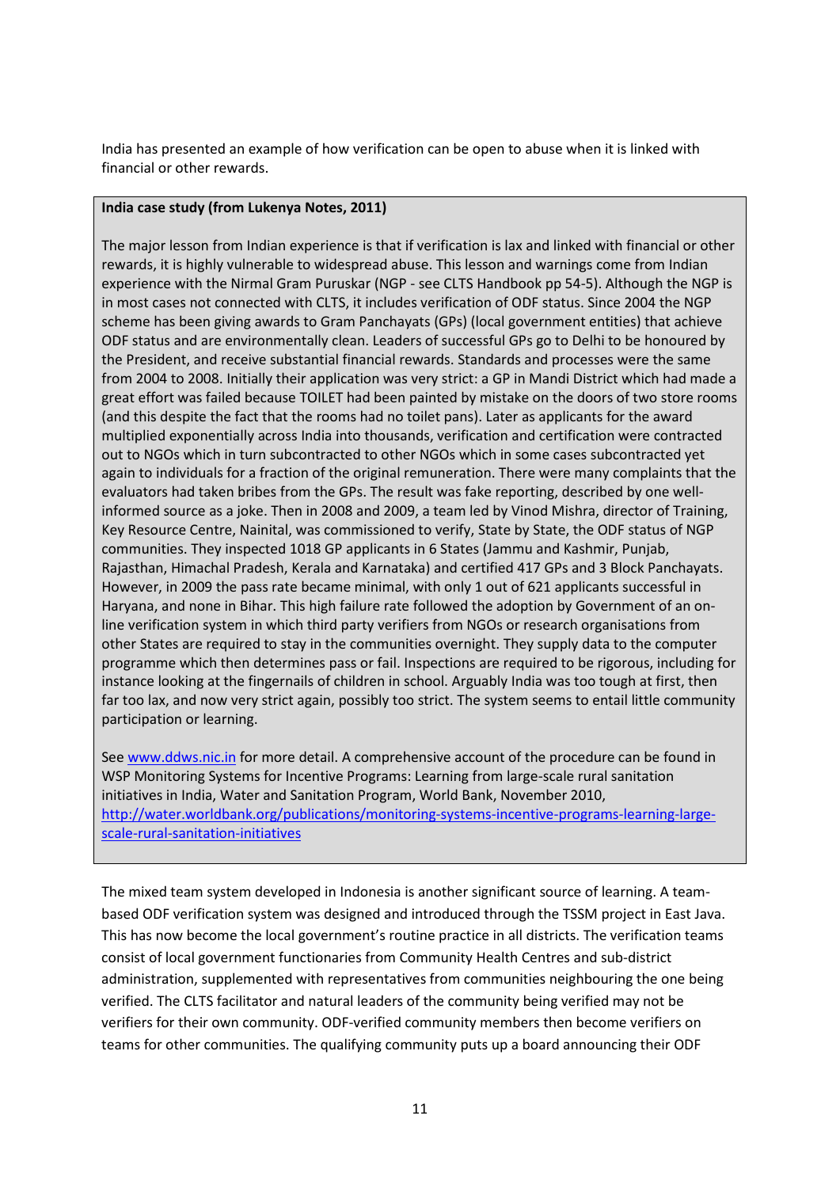India has presented an example of how verification can be open to abuse when it is linked with financial or other rewards.

> **India case study (from Lukenya Notes, 2011)**
>
> The major lesson from Indian experience is that if verification is lax and linked with financial or other rewards, it is highly vulnerable to widespread abuse. This lesson and warnings come from Indian experience with the Nirmal Gram Puruskar (NGP - see CLTS Handbook pp 54-5). Although the NGP is in most cases not connected with CLTS, it includes verification of ODF status. Since 2004 the NGP scheme has been giving awards to Gram Panchayats (GPs) (local government entities) that achieve ODF status and are environmentally clean. Leaders of successful GPs go to Delhi to be honoured by the President, and receive substantial financial rewards. Standards and processes were the same from 2004 to 2008. Initially their application was very strict: a GP in Mandi District which had made a great effort was failed because TOILET had been painted by mistake on the doors of two store rooms (and this despite the fact that the rooms had no toilet pans). Later as applicants for the award multiplied exponentially across India into thousands, verification and certification were contracted out to NGOs which in turn subcontracted to other NGOs which in some cases subcontracted yet again to individuals for a fraction of the original remuneration. There were many complaints that the evaluators had taken bribes from the GPs. The result was fake reporting, described by one well-informed source as a joke. Then in 2008 and 2009, a team led by Vinod Mishra, director of Training, Key Resource Centre, Nainital, was commissioned to verify, State by State, the ODF status of NGP communities. They inspected 1018 GP applicants in 6 States (Jammu and Kashmir, Punjab, Rajasthan, Himachal Pradesh, Kerala and Karnataka) and certified 417 GPs and 3 Block Panchayats. However, in 2009 the pass rate became minimal, with only 1 out of 621 applicants successful in Haryana, and none in Bihar. This high failure rate followed the adoption by Government of an on-line verification system in which third party verifiers from NGOs or research organisations from other States are required to stay in the communities overnight. They supply data to the computer programme which then determines pass or fail. Inspections are required to be rigorous, including for instance looking at the fingernails of children in school. Arguably India was too tough at first, then far too lax, and now very strict again, possibly too strict. The system seems to entail little community participation or learning.
>
> See [www.ddws.nic.in](http://www.ddws.nic.in) for more detail. A comprehensive account of the procedure can be found in WSP Monitoring Systems for Incentive Programs: Learning from large-scale rural sanitation initiatives in India, Water and Sanitation Program, World Bank, November 2010, [http://water.worldbank.org/publications/monitoring-systems-incentive-programs-learning-large-scale-rural-sanitation-initiatives](http://water.worldbank.org/publications/monitoring-systems-incentive-programs-learning-large-scale-rural-sanitation-initiatives)

The mixed team system developed in Indonesia is another significant source of learning. A team-based ODF verification system was designed and introduced through the TSSM project in East Java. This has now become the local government's routine practice in all districts. The verification teams consist of local government functionaries from Community Health Centres and sub-district administration, supplemented with representatives from communities neighbouring the one being verified. The CLTS facilitator and natural leaders of the community being verified may not be verifiers for their own community. ODF-verified community members then become verifiers on teams for other communities. The qualifying community puts up a board announcing their ODF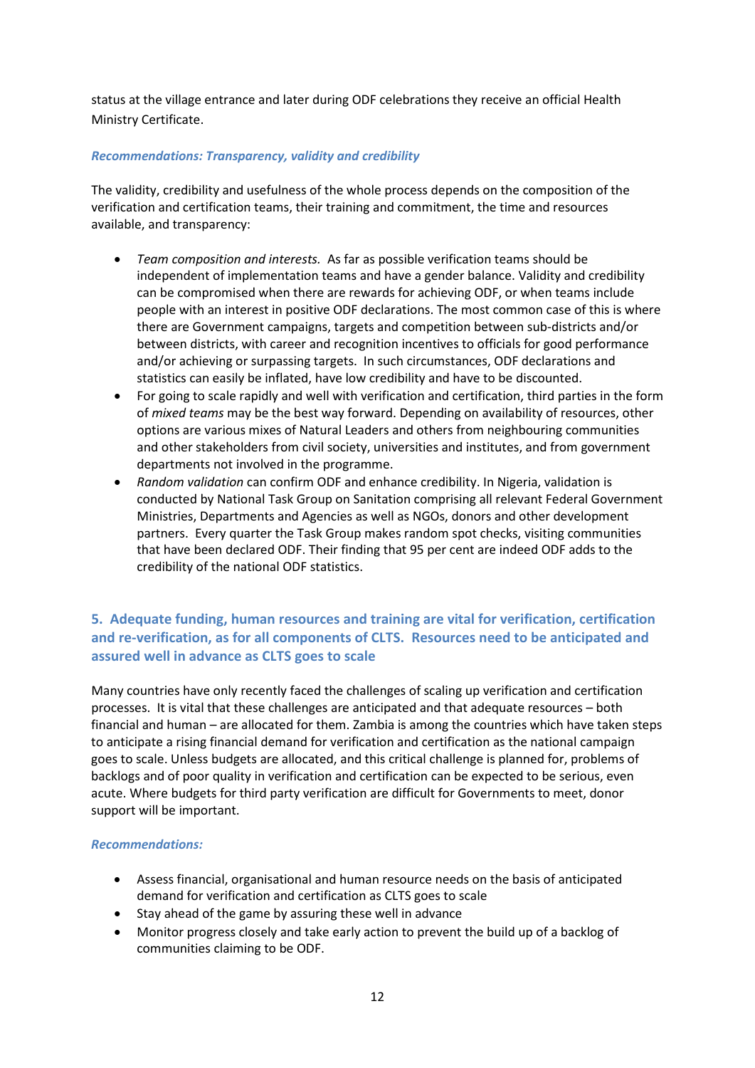status at the village entrance and later during ODF celebrations they receive an official Health Ministry Certificate.

***Recommendations: Transparency, validity and credibility***

The validity, credibility and usefulness of the whole process depends on the composition of the verification and certification teams, their training and commitment, the time and resources available, and transparency:

- *Team composition and interests.* As far as possible verification teams should be independent of implementation teams and have a gender balance. Validity and credibility can be compromised when there are rewards for achieving ODF, or when teams include people with an interest in positive ODF declarations. The most common case of this is where there are Government campaigns, targets and competition between sub-districts and/or between districts, with career and recognition incentives to officials for good performance and/or achieving or surpassing targets. In such circumstances, ODF declarations and statistics can easily be inflated, have low credibility and have to be discounted.
- For going to scale rapidly and well with verification and certification, third parties in the form of *mixed teams* may be the best way forward. Depending on availability of resources, other options are various mixes of Natural Leaders and others from neighbouring communities and other stakeholders from civil society, universities and institutes, and from government departments not involved in the programme.
- *Random validation* can confirm ODF and enhance credibility. In Nigeria, validation is conducted by National Task Group on Sanitation comprising all relevant Federal Government Ministries, Departments and Agencies as well as NGOs, donors and other development partners. Every quarter the Task Group makes random spot checks, visiting communities that have been declared ODF. Their finding that 95 per cent are indeed ODF adds to the credibility of the national ODF statistics.

## 5. Adequate funding, human resources and training are vital for verification, certification and re-verification, as for all components of CLTS. Resources need to be anticipated and assured well in advance as CLTS goes to scale

Many countries have only recently faced the challenges of scaling up verification and certification processes. It is vital that these challenges are anticipated and that adequate resources – both financial and human – are allocated for them. Zambia is among the countries which have taken steps to anticipate a rising financial demand for verification and certification as the national campaign goes to scale. Unless budgets are allocated, and this critical challenge is planned for, problems of backlogs and of poor quality in verification and certification can be expected to be serious, even acute. Where budgets for third party verification are difficult for Governments to meet, donor support will be important.

***Recommendations:***

- Assess financial, organisational and human resource needs on the basis of anticipated demand for verification and certification as CLTS goes to scale
- Stay ahead of the game by assuring these well in advance
- Monitor progress closely and take early action to prevent the build up of a backlog of communities claiming to be ODF.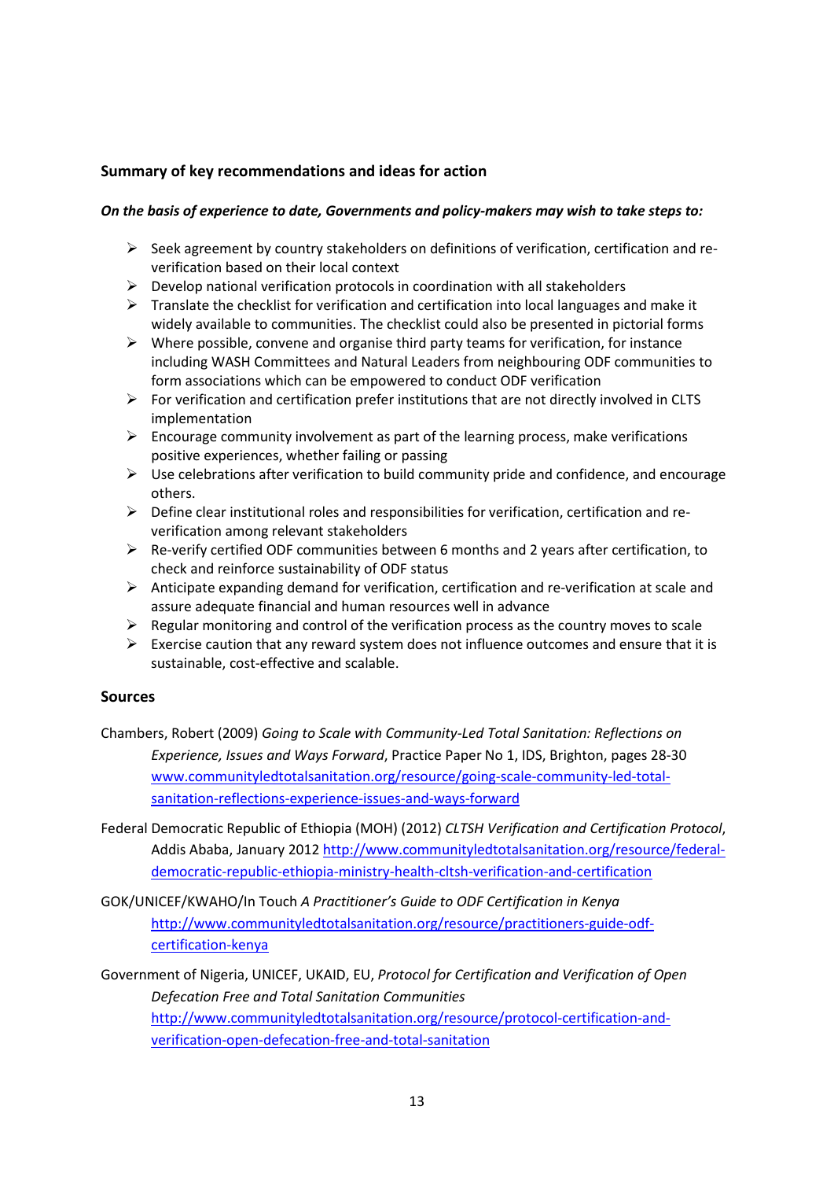## Summary of key recommendations and ideas for action

***On the basis of experience to date, Governments and policy-makers may wish to take steps to:***

- Seek agreement by country stakeholders on definitions of verification, certification and re-verification based on their local context
- Develop national verification protocols in coordination with all stakeholders
- Translate the checklist for verification and certification into local languages and make it widely available to communities. The checklist could also be presented in pictorial forms
- Where possible, convene and organise third party teams for verification, for instance including WASH Committees and Natural Leaders from neighbouring ODF communities to form associations which can be empowered to conduct ODF verification
- For verification and certification prefer institutions that are not directly involved in CLTS implementation
- Encourage community involvement as part of the learning process, make verifications positive experiences, whether failing or passing
- Use celebrations after verification to build community pride and confidence, and encourage others.
- Define clear institutional roles and responsibilities for verification, certification and re-verification among relevant stakeholders
- Re-verify certified ODF communities between 6 months and 2 years after certification, to check and reinforce sustainability of ODF status
- Anticipate expanding demand for verification, certification and re-verification at scale and assure adequate financial and human resources well in advance
- Regular monitoring and control of the verification process as the country moves to scale
- Exercise caution that any reward system does not influence outcomes and ensure that it is sustainable, cost-effective and scalable.

## Sources

Chambers, Robert (2009) *Going to Scale with Community-Led Total Sanitation: Reflections on Experience, Issues and Ways Forward*, Practice Paper No 1, IDS, Brighton, pages 28-30 www.communityledtotalsanitation.org/resource/going-scale-community-led-total-sanitation-reflections-experience-issues-and-ways-forward

Federal Democratic Republic of Ethiopia (MOH) (2012) *CLTSH Verification and Certification Protocol*, Addis Ababa, January 2012 http://www.communityledtotalsanitation.org/resource/federal-democratic-republic-ethiopia-ministry-health-cltsh-verification-and-certification

GOK/UNICEF/KWAHO/In Touch *A Practitioner's Guide to ODF Certification in Kenya* http://www.communityledtotalsanitation.org/resource/practitioners-guide-odf-certification-kenya

Government of Nigeria, UNICEF, UKAID, EU, *Protocol for Certification and Verification of Open Defecation Free and Total Sanitation Communities* http://www.communityledtotalsanitation.org/resource/protocol-certification-and-verification-open-defecation-free-and-total-sanitation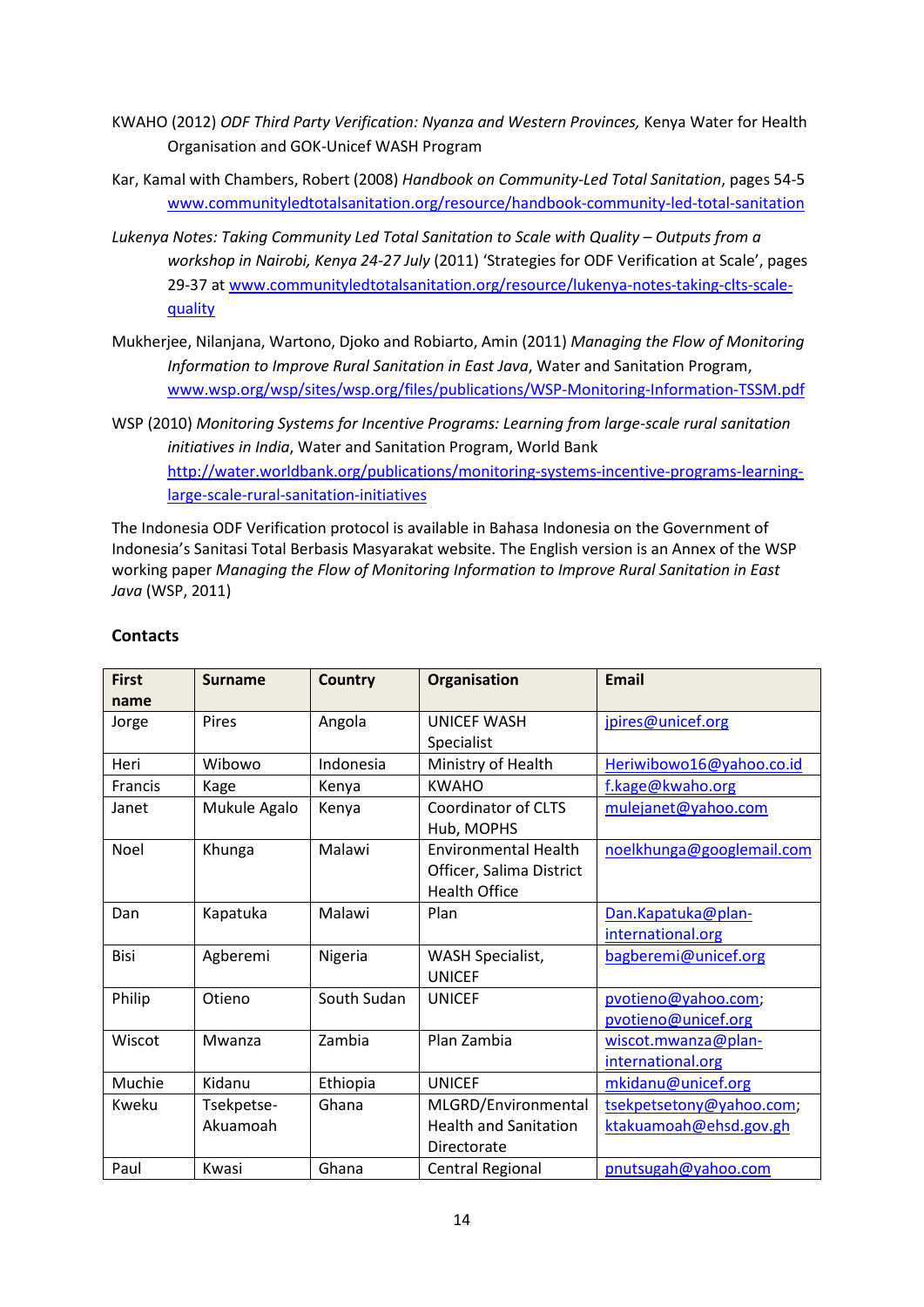KWAHO (2012) *ODF Third Party Verification: Nyanza and Western Provinces,* Kenya Water for Health Organisation and GOK-Unicef WASH Program

Kar, Kamal with Chambers, Robert (2008) *Handbook on Community-Led Total Sanitation*, pages 54-5 www.communityledtotalsanitation.org/resource/handbook-community-led-total-sanitation

*Lukenya Notes: Taking Community Led Total Sanitation to Scale with Quality – Outputs from a workshop in Nairobi, Kenya 24-27 July* (2011) 'Strategies for ODF Verification at Scale', pages 29-37 at www.communityledtotalsanitation.org/resource/lukenya-notes-taking-clts-scale-quality

Mukherjee, Nilanjana, Wartono, Djoko and Robiarto, Amin (2011) *Managing the Flow of Monitoring Information to Improve Rural Sanitation in East Java*, Water and Sanitation Program, www.wsp.org/wsp/sites/wsp.org/files/publications/WSP-Monitoring-Information-TSSM.pdf

WSP (2010) *Monitoring Systems for Incentive Programs: Learning from large-scale rural sanitation initiatives in India*, Water and Sanitation Program, World Bank http://water.worldbank.org/publications/monitoring-systems-incentive-programs-learning-large-scale-rural-sanitation-initiatives

The Indonesia ODF Verification protocol is available in Bahasa Indonesia on the Government of Indonesia's Sanitasi Total Berbasis Masyarakat website. The English version is an Annex of the WSP working paper *Managing the Flow of Monitoring Information to Improve Rural Sanitation in East Java* (WSP, 2011)

**Contacts**

| First name | Surname | Country | Organisation | Email |
|---|---|---|---|---|
| Jorge | Pires | Angola | UNICEF WASH Specialist | jpires@unicef.org |
| Heri | Wibowo | Indonesia | Ministry of Health | Heriwibowo16@yahoo.co.id |
| Francis | Kage | Kenya | KWAHO | f.kage@kwaho.org |
| Janet | Mukule Agalo | Kenya | Coordinator of CLTS Hub, MOPHS | mulejanet@yahoo.com |
| Noel | Khunga | Malawi | Environmental Health Officer, Salima District Health Office | noelkhunga@googlemail.com |
| Dan | Kapatuka | Malawi | Plan | Dan.Kapatuka@plan-international.org |
| Bisi | Agberemi | Nigeria | WASH Specialist, UNICEF | bagberemi@unicef.org |
| Philip | Otieno | South Sudan | UNICEF | pvotieno@yahoo.com; pvotieno@unicef.org |
| Wiscot | Mwanza | Zambia | Plan Zambia | wiscot.mwanza@plan-international.org |
| Muchie | Kidanu | Ethiopia | UNICEF | mkidanu@unicef.org |
| Kweku | Tsekpetse-Akuamoah | Ghana | MLGRD/Environmental Health and Sanitation Directorate | tsekpetsetony@yahoo.com; ktakuamoah@ehsd.gov.gh |
| Paul | Kwasi | Ghana | Central Regional | pnutsugah@yahoo.com |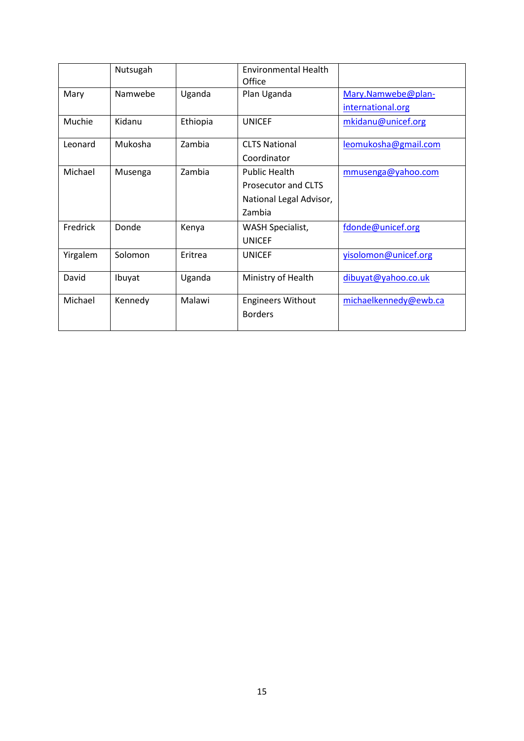|  | Nutsugah |  | Environmental Health Office |  |
|---|---|---|---|---|
| Mary | Namwebe | Uganda | Plan Uganda | Mary.Namwebe@plan-international.org |
| Muchie | Kidanu | Ethiopia | UNICEF | mkidanu@unicef.org |
| Leonard | Mukosha | Zambia | CLTS National Coordinator | leomukosha@gmail.com |
| Michael | Musenga | Zambia | Public Health Prosecutor and CLTS National Legal Advisor, Zambia | mmusenga@yahoo.com |
| Fredrick | Donde | Kenya | WASH Specialist, UNICEF | fdonde@unicef.org |
| Yirgalem | Solomon | Eritrea | UNICEF | yisolomon@unicef.org |
| David | Ibuyat | Uganda | Ministry of Health | dibuyat@yahoo.co.uk |
| Michael | Kennedy | Malawi | Engineers Without Borders | michaelkennedy@ewb.ca |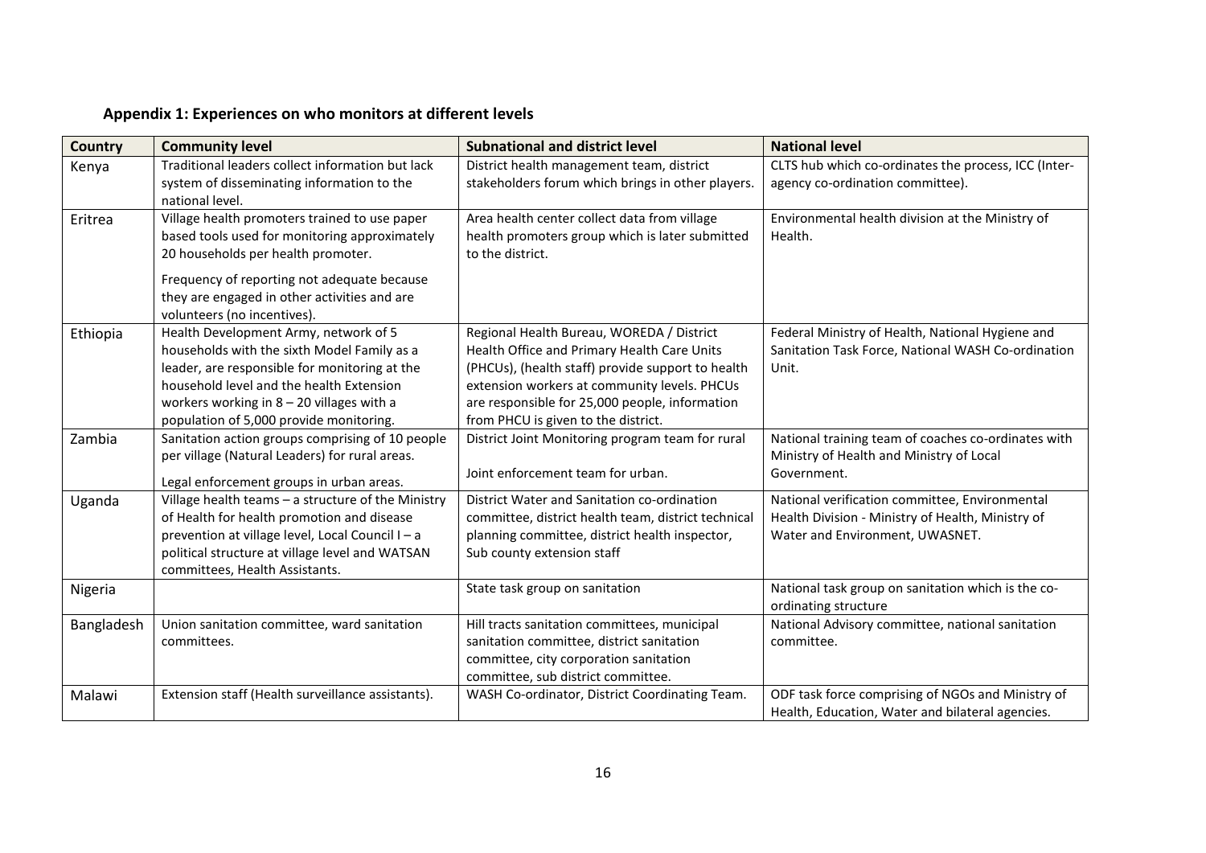## Appendix 1: Experiences on who monitors at different levels

| Country | Community level | Subnational and district level | National level |
|---|---|---|---|
| Kenya | Traditional leaders collect information but lack system of disseminating information to the national level. | District health management team, district stakeholders forum which brings in other players. | CLTS hub which co-ordinates the process, ICC (Inter-agency co-ordination committee). |
| Eritrea | Village health promoters trained to use paper based tools used for monitoring approximately 20 households per health promoter. Frequency of reporting not adequate because they are engaged in other activities and are volunteers (no incentives). | Area health center collect data from village health promoters group which is later submitted to the district. | Environmental health division at the Ministry of Health. |
| Ethiopia | Health Development Army, network of 5 households with the sixth Model Family as a leader, are responsible for monitoring at the household level and the health Extension workers working in 8 – 20 villages with a population of 5,000 provide monitoring. | Regional Health Bureau, WOREDA / District Health Office and Primary Health Care Units (PHCUs), (health staff) provide support to health extension workers at community levels. PHCUs are responsible for 25,000 people, information from PHCU is given to the district. | Federal Ministry of Health, National Hygiene and Sanitation Task Force, National WASH Co-ordination Unit. |
| Zambia | Sanitation action groups comprising of 10 people per village (Natural Leaders) for rural areas. Legal enforcement groups in urban areas. | District Joint Monitoring program team for rural. Joint enforcement team for urban. | National training team of coaches co-ordinates with Ministry of Health and Ministry of Local Government. |
| Uganda | Village health teams – a structure of the Ministry of Health for health promotion and disease prevention at village level, Local Council I – a political structure at village level and WATSAN committees, Health Assistants. | District Water and Sanitation co-ordination committee, district health team, district technical planning committee, district health inspector, Sub county extension staff | National verification committee, Environmental Health Division - Ministry of Health, Ministry of Water and Environment, UWASNET. |
| Nigeria | | State task group on sanitation | National task group on sanitation which is the co-ordinating structure |
| Bangladesh | Union sanitation committee, ward sanitation committees. | Hill tracts sanitation committees, municipal sanitation committee, district sanitation committee, city corporation sanitation committee, sub district committee. | National Advisory committee, national sanitation committee. |
| Malawi | Extension staff (Health surveillance assistants). | WASH Co-ordinator, District Coordinating Team. | ODF task force comprising of NGOs and Ministry of Health, Education, Water and bilateral agencies. |